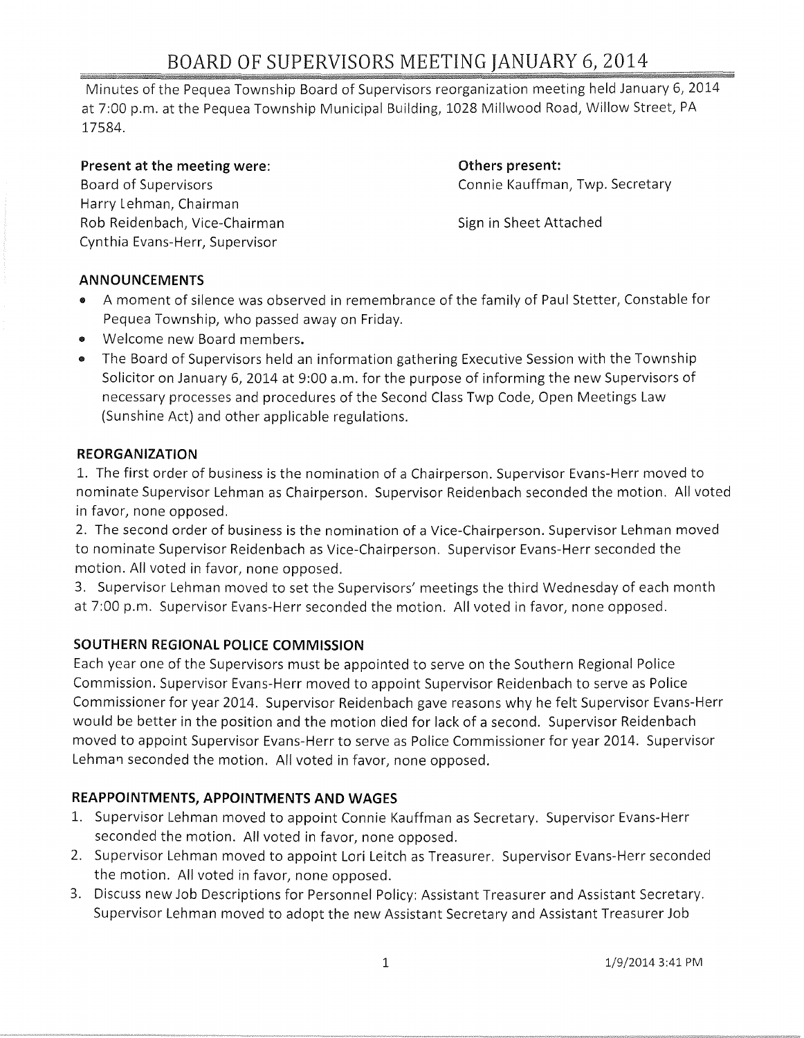# BOARD OF SUPERVISORS MEETING JANUARY 6, 2014

Minutes of the Pequea Township Board of Supervisors reorganization meeting held January 6, 2014 at 7:00 p.m. at the Pequea Township Municipal Building, 1028 Millwood Road, Willow Street, PA 17584.

**Present at the meeting were:**
Board of Supervisors
Harry Lehman, Chairman
Rob Reidenbach, Vice-Chairman
Cynthia Evans-Herr, Supervisor

**Others present:**
Connie Kauffman, Twp. Secretary

Sign in Sheet Attached

## ANNOUNCEMENTS

- A moment of silence was observed in remembrance of the family of Paul Stetter, Constable for Pequea Township, who passed away on Friday.
- Welcome new Board members.
- The Board of Supervisors held an information gathering Executive Session with the Township Solicitor on January 6, 2014 at 9:00 a.m. for the purpose of informing the new Supervisors of necessary processes and procedures of the Second Class Twp Code, Open Meetings Law (Sunshine Act) and other applicable regulations.

## REORGANIZATION

1. The first order of business is the nomination of a Chairperson. Supervisor Evans-Herr moved to nominate Supervisor Lehman as Chairperson. Supervisor Reidenbach seconded the motion. All voted in favor, none opposed.
2. The second order of business is the nomination of a Vice-Chairperson. Supervisor Lehman moved to nominate Supervisor Reidenbach as Vice-Chairperson. Supervisor Evans-Herr seconded the motion. All voted in favor, none opposed.
3. Supervisor Lehman moved to set the Supervisors' meetings the third Wednesday of each month at 7:00 p.m. Supervisor Evans-Herr seconded the motion. All voted in favor, none opposed.

## SOUTHERN REGIONAL POLICE COMMISSION

Each year one of the Supervisors must be appointed to serve on the Southern Regional Police Commission. Supervisor Evans-Herr moved to appoint Supervisor Reidenbach to serve as Police Commissioner for year 2014. Supervisor Reidenbach gave reasons why he felt Supervisor Evans-Herr would be better in the position and the motion died for lack of a second. Supervisor Reidenbach moved to appoint Supervisor Evans-Herr to serve as Police Commissioner for year 2014. Supervisor Lehman seconded the motion. All voted in favor, none opposed.

## REAPPOINTMENTS, APPOINTMENTS AND WAGES

1. Supervisor Lehman moved to appoint Connie Kauffman as Secretary. Supervisor Evans-Herr seconded the motion. All voted in favor, none opposed.
2. Supervisor Lehman moved to appoint Lori Leitch as Treasurer. Supervisor Evans-Herr seconded the motion. All voted in favor, none opposed.
3. Discuss new Job Descriptions for Personnel Policy: Assistant Treasurer and Assistant Secretary. Supervisor Lehman moved to adopt the new Assistant Secretary and Assistant Treasurer Job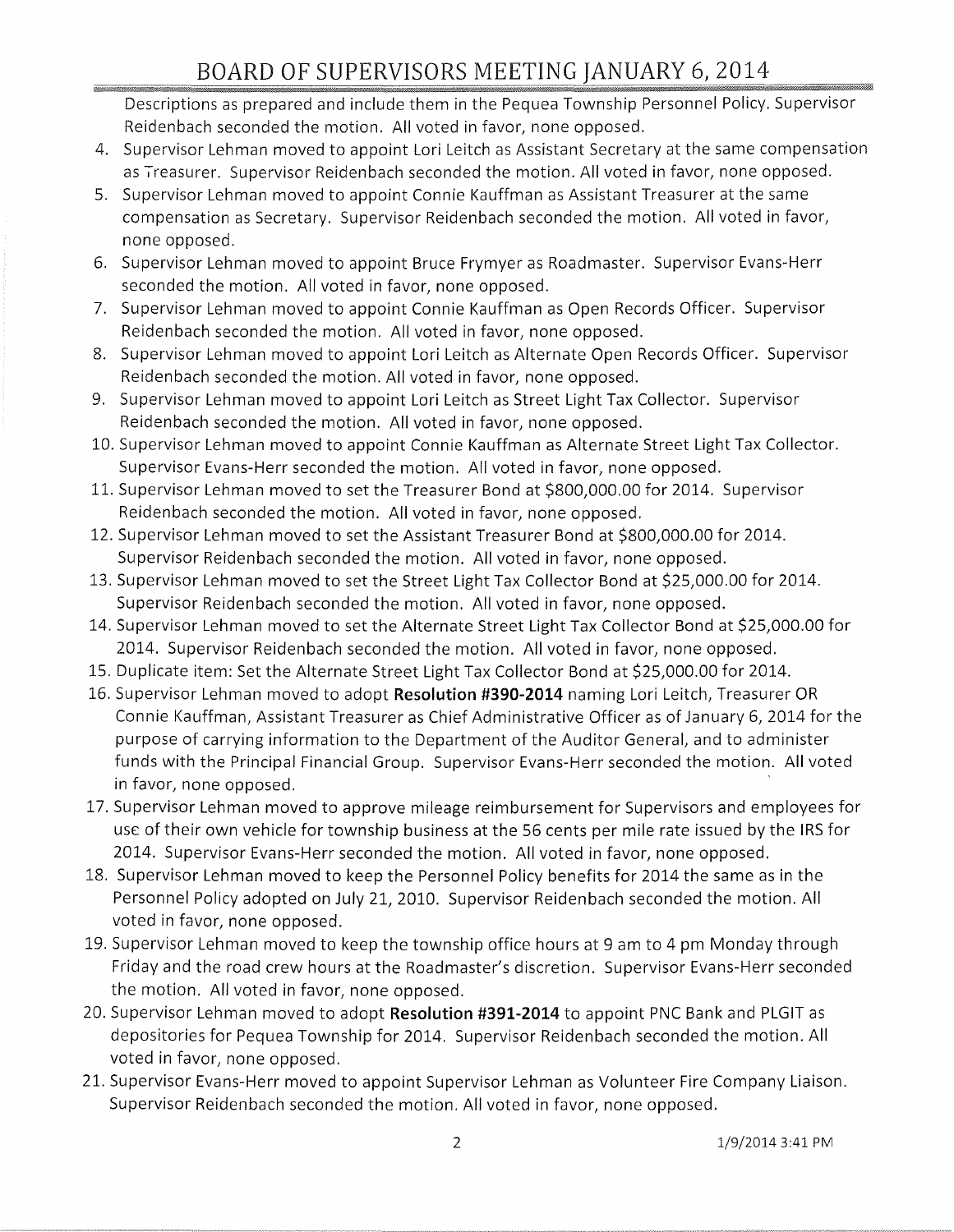Descriptions as prepared and include them in the Pequea Township Personnel Policy. Supervisor Reidenbach seconded the motion. All voted in favor, none opposed.

4. Supervisor Lehman moved to appoint Lori Leitch as Assistant Secretary at the same compensation as Treasurer. Supervisor Reidenbach seconded the motion. All voted in favor, none opposed.
5. Supervisor Lehman moved to appoint Connie Kauffman as Assistant Treasurer at the same compensation as Secretary. Supervisor Reidenbach seconded the motion. All voted in favor, none opposed.
6. Supervisor Lehman moved to appoint Bruce Frymyer as Roadmaster. Supervisor Evans-Herr seconded the motion. All voted in favor, none opposed.
7. Supervisor Lehman moved to appoint Connie Kauffman as Open Records Officer. Supervisor Reidenbach seconded the motion. All voted in favor, none opposed.
8. Supervisor Lehman moved to appoint Lori Leitch as Alternate Open Records Officer. Supervisor Reidenbach seconded the motion. All voted in favor, none opposed.
9. Supervisor Lehman moved to appoint Lori Leitch as Street Light Tax Collector. Supervisor Reidenbach seconded the motion. All voted in favor, none opposed.
10. Supervisor Lehman moved to appoint Connie Kauffman as Alternate Street Light Tax Collector. Supervisor Evans-Herr seconded the motion. All voted in favor, none opposed.
11. Supervisor Lehman moved to set the Treasurer Bond at $800,000.00 for 2014. Supervisor Reidenbach seconded the motion. All voted in favor, none opposed.
12. Supervisor Lehman moved to set the Assistant Treasurer Bond at $800,000.00 for 2014. Supervisor Reidenbach seconded the motion. All voted in favor, none opposed.
13. Supervisor Lehman moved to set the Street Light Tax Collector Bond at $25,000.00 for 2014. Supervisor Reidenbach seconded the motion. All voted in favor, none opposed.
14. Supervisor Lehman moved to set the Alternate Street Light Tax Collector Bond at $25,000.00 for 2014. Supervisor Reidenbach seconded the motion. All voted in favor, none opposed.
15. Duplicate item: Set the Alternate Street Light Tax Collector Bond at $25,000.00 for 2014.
16. Supervisor Lehman moved to adopt **Resolution #390-2014** naming Lori Leitch, Treasurer OR Connie Kauffman, Assistant Treasurer as Chief Administrative Officer as of January 6, 2014 for the purpose of carrying information to the Department of the Auditor General, and to administer funds with the Principal Financial Group. Supervisor Evans-Herr seconded the motion. All voted in favor, none opposed.
17. Supervisor Lehman moved to approve mileage reimbursement for Supervisors and employees for use of their own vehicle for township business at the 56 cents per mile rate issued by the IRS for 2014. Supervisor Evans-Herr seconded the motion. All voted in favor, none opposed.
18. Supervisor Lehman moved to keep the Personnel Policy benefits for 2014 the same as in the Personnel Policy adopted on July 21, 2010. Supervisor Reidenbach seconded the motion. All voted in favor, none opposed.
19. Supervisor Lehman moved to keep the township office hours at 9 am to 4 pm Monday through Friday and the road crew hours at the Roadmaster's discretion. Supervisor Evans-Herr seconded the motion. All voted in favor, none opposed.
20. Supervisor Lehman moved to adopt **Resolution #391-2014** to appoint PNC Bank and PLGIT as depositories for Pequea Township for 2014. Supervisor Reidenbach seconded the motion. All voted in favor, none opposed.
21. Supervisor Evans-Herr moved to appoint Supervisor Lehman as Volunteer Fire Company Liaison. Supervisor Reidenbach seconded the motion. All voted in favor, none opposed.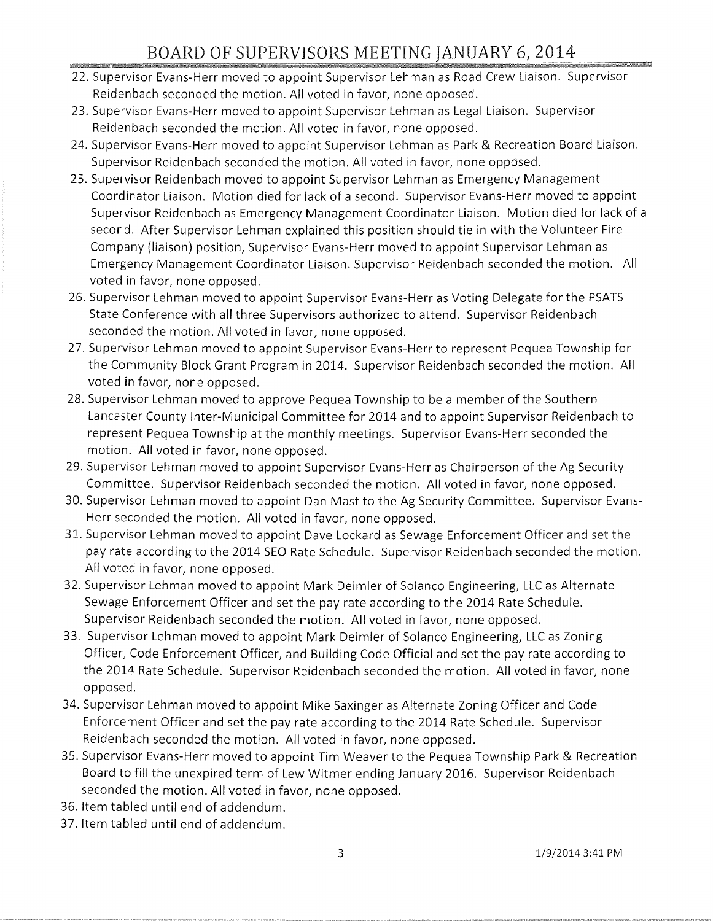22. Supervisor Evans-Herr moved to appoint Supervisor Lehman as Road Crew Liaison. Supervisor Reidenbach seconded the motion. All voted in favor, none opposed.
23. Supervisor Evans-Herr moved to appoint Supervisor Lehman as Legal Liaison. Supervisor Reidenbach seconded the motion. All voted in favor, none opposed.
24. Supervisor Evans-Herr moved to appoint Supervisor Lehman as Park & Recreation Board Liaison. Supervisor Reidenbach seconded the motion. All voted in favor, none opposed.
25. Supervisor Reidenbach moved to appoint Supervisor Lehman as Emergency Management Coordinator Liaison. Motion died for lack of a second. Supervisor Evans-Herr moved to appoint Supervisor Reidenbach as Emergency Management Coordinator Liaison. Motion died for lack of a second. After Supervisor Lehman explained this position should tie in with the Volunteer Fire Company (liaison) position, Supervisor Evans-Herr moved to appoint Supervisor Lehman as Emergency Management Coordinator Liaison. Supervisor Reidenbach seconded the motion. All voted in favor, none opposed.
26. Supervisor Lehman moved to appoint Supervisor Evans-Herr as Voting Delegate for the PSATS State Conference with all three Supervisors authorized to attend. Supervisor Reidenbach seconded the motion. All voted in favor, none opposed.
27. Supervisor Lehman moved to appoint Supervisor Evans-Herr to represent Pequea Township for the Community Block Grant Program in 2014. Supervisor Reidenbach seconded the motion. All voted in favor, none opposed.
28. Supervisor Lehman moved to approve Pequea Township to be a member of the Southern Lancaster County Inter-Municipal Committee for 2014 and to appoint Supervisor Reidenbach to represent Pequea Township at the monthly meetings. Supervisor Evans-Herr seconded the motion. All voted in favor, none opposed.
29. Supervisor Lehman moved to appoint Supervisor Evans-Herr as Chairperson of the Ag Security Committee. Supervisor Reidenbach seconded the motion. All voted in favor, none opposed.
30. Supervisor Lehman moved to appoint Dan Mast to the Ag Security Committee. Supervisor Evans-Herr seconded the motion. All voted in favor, none opposed.
31. Supervisor Lehman moved to appoint Dave Lockard as Sewage Enforcement Officer and set the pay rate according to the 2014 SEO Rate Schedule. Supervisor Reidenbach seconded the motion. All voted in favor, none opposed.
32. Supervisor Lehman moved to appoint Mark Deimler of Solanco Engineering, LLC as Alternate Sewage Enforcement Officer and set the pay rate according to the 2014 Rate Schedule. Supervisor Reidenbach seconded the motion. All voted in favor, none opposed.
33. Supervisor Lehman moved to appoint Mark Deimler of Solanco Engineering, LLC as Zoning Officer, Code Enforcement Officer, and Building Code Official and set the pay rate according to the 2014 Rate Schedule. Supervisor Reidenbach seconded the motion. All voted in favor, none opposed.
34. Supervisor Lehman moved to appoint Mike Saxinger as Alternate Zoning Officer and Code Enforcement Officer and set the pay rate according to the 2014 Rate Schedule. Supervisor Reidenbach seconded the motion. All voted in favor, none opposed.
35. Supervisor Evans-Herr moved to appoint Tim Weaver to the Pequea Township Park & Recreation Board to fill the unexpired term of Lew Witmer ending January 2016. Supervisor Reidenbach seconded the motion. All voted in favor, none opposed.
36. Item tabled until end of addendum.
37. Item tabled until end of addendum.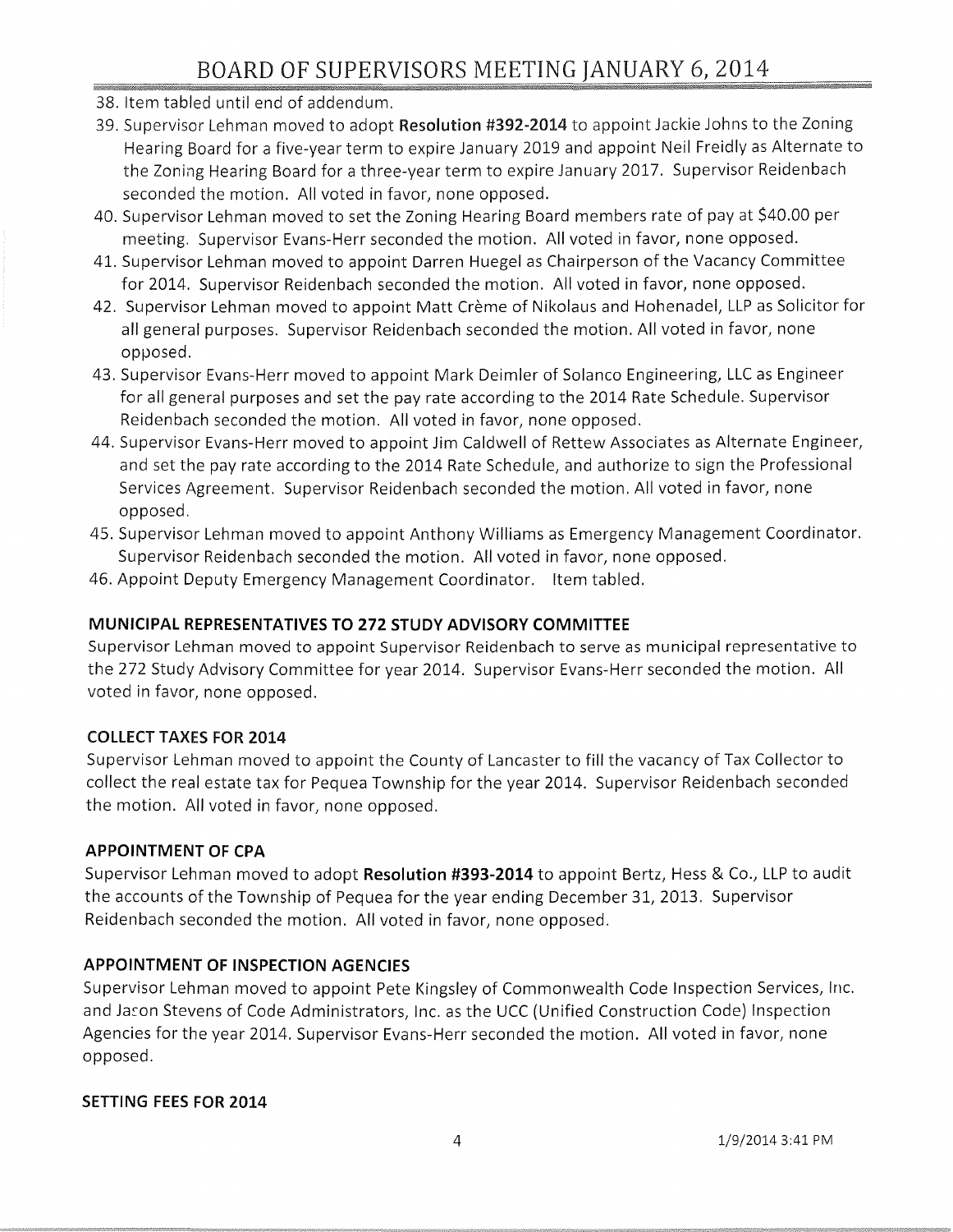38. Item tabled until end of addendum.
39. Supervisor Lehman moved to adopt **Resolution #392-2014** to appoint Jackie Johns to the Zoning Hearing Board for a five-year term to expire January 2019 and appoint Neil Freidly as Alternate to the Zoning Hearing Board for a three-year term to expire January 2017. Supervisor Reidenbach seconded the motion. All voted in favor, none opposed.
40. Supervisor Lehman moved to set the Zoning Hearing Board members rate of pay at $40.00 per meeting. Supervisor Evans-Herr seconded the motion. All voted in favor, none opposed.
41. Supervisor Lehman moved to appoint Darren Huegel as Chairperson of the Vacancy Committee for 2014. Supervisor Reidenbach seconded the motion. All voted in favor, none opposed.
42. Supervisor Lehman moved to appoint Matt Crème of Nikolaus and Hohenadel, LLP as Solicitor for all general purposes. Supervisor Reidenbach seconded the motion. All voted in favor, none opposed.
43. Supervisor Evans-Herr moved to appoint Mark Deimler of Solanco Engineering, LLC as Engineer for all general purposes and set the pay rate according to the 2014 Rate Schedule. Supervisor Reidenbach seconded the motion. All voted in favor, none opposed.
44. Supervisor Evans-Herr moved to appoint Jim Caldwell of Rettew Associates as Alternate Engineer, and set the pay rate according to the 2014 Rate Schedule, and authorize to sign the Professional Services Agreement. Supervisor Reidenbach seconded the motion. All voted in favor, none opposed.
45. Supervisor Lehman moved to appoint Anthony Williams as Emergency Management Coordinator. Supervisor Reidenbach seconded the motion. All voted in favor, none opposed.
46. Appoint Deputy Emergency Management Coordinator. Item tabled.

**MUNICIPAL REPRESENTATIVES TO 272 STUDY ADVISORY COMMITTEE**

Supervisor Lehman moved to appoint Supervisor Reidenbach to serve as municipal representative to the 272 Study Advisory Committee for year 2014. Supervisor Evans-Herr seconded the motion. All voted in favor, none opposed.

**COLLECT TAXES FOR 2014**

Supervisor Lehman moved to appoint the County of Lancaster to fill the vacancy of Tax Collector to collect the real estate tax for Pequea Township for the year 2014. Supervisor Reidenbach seconded the motion. All voted in favor, none opposed.

**APPOINTMENT OF CPA**

Supervisor Lehman moved to adopt **Resolution #393-2014** to appoint Bertz, Hess & Co., LLP to audit the accounts of the Township of Pequea for the year ending December 31, 2013. Supervisor Reidenbach seconded the motion. All voted in favor, none opposed.

**APPOINTMENT OF INSPECTION AGENCIES**

Supervisor Lehman moved to appoint Pete Kingsley of Commonwealth Code Inspection Services, Inc. and Jason Stevens of Code Administrators, Inc. as the UCC (Unified Construction Code) Inspection Agencies for the year 2014. Supervisor Evans-Herr seconded the motion. All voted in favor, none opposed.

**SETTING FEES FOR 2014**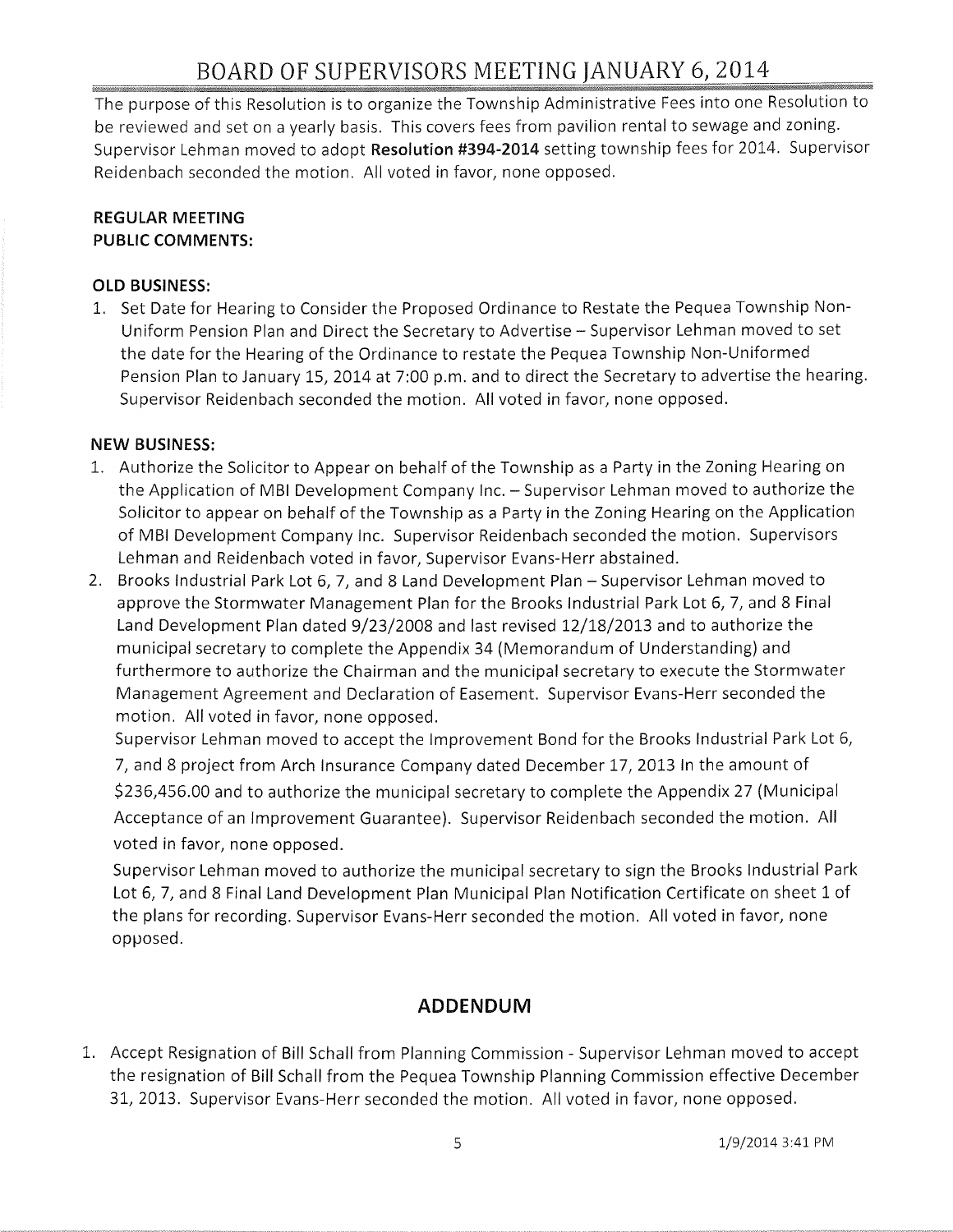The purpose of this Resolution is to organize the Township Administrative Fees into one Resolution to be reviewed and set on a yearly basis. This covers fees from pavilion rental to sewage and zoning. Supervisor Lehman moved to adopt **Resolution #394-2014** setting township fees for 2014. Supervisor Reidenbach seconded the motion. All voted in favor, none opposed.

**REGULAR MEETING**
**PUBLIC COMMENTS:**

**OLD BUSINESS:**

1. Set Date for Hearing to Consider the Proposed Ordinance to Restate the Pequea Township Non-Uniform Pension Plan and Direct the Secretary to Advertise – Supervisor Lehman moved to set the date for the Hearing of the Ordinance to restate the Pequea Township Non-Uniformed Pension Plan to January 15, 2014 at 7:00 p.m. and to direct the Secretary to advertise the hearing. Supervisor Reidenbach seconded the motion. All voted in favor, none opposed.

**NEW BUSINESS:**

1. Authorize the Solicitor to Appear on behalf of the Township as a Party in the Zoning Hearing on the Application of MBI Development Company Inc. – Supervisor Lehman moved to authorize the Solicitor to appear on behalf of the Township as a Party in the Zoning Hearing on the Application of MBI Development Company Inc. Supervisor Reidenbach seconded the motion. Supervisors Lehman and Reidenbach voted in favor, Supervisor Evans-Herr abstained.
2. Brooks Industrial Park Lot 6, 7, and 8 Land Development Plan – Supervisor Lehman moved to approve the Stormwater Management Plan for the Brooks Industrial Park Lot 6, 7, and 8 Final Land Development Plan dated 9/23/2008 and last revised 12/18/2013 and to authorize the municipal secretary to complete the Appendix 34 (Memorandum of Understanding) and furthermore to authorize the Chairman and the municipal secretary to execute the Stormwater Management Agreement and Declaration of Easement. Supervisor Evans-Herr seconded the motion. All voted in favor, none opposed.

   Supervisor Lehman moved to accept the Improvement Bond for the Brooks Industrial Park Lot 6, 7, and 8 project from Arch Insurance Company dated December 17, 2013 In the amount of $236,456.00 and to authorize the municipal secretary to complete the Appendix 27 (Municipal Acceptance of an Improvement Guarantee). Supervisor Reidenbach seconded the motion. All voted in favor, none opposed.

   Supervisor Lehman moved to authorize the municipal secretary to sign the Brooks Industrial Park Lot 6, 7, and 8 Final Land Development Plan Municipal Plan Notification Certificate on sheet 1 of the plans for recording. Supervisor Evans-Herr seconded the motion. All voted in favor, none opposed.

## ADDENDUM

1. Accept Resignation of Bill Schall from Planning Commission - Supervisor Lehman moved to accept the resignation of Bill Schall from the Pequea Township Planning Commission effective December 31, 2013. Supervisor Evans-Herr seconded the motion. All voted in favor, none opposed.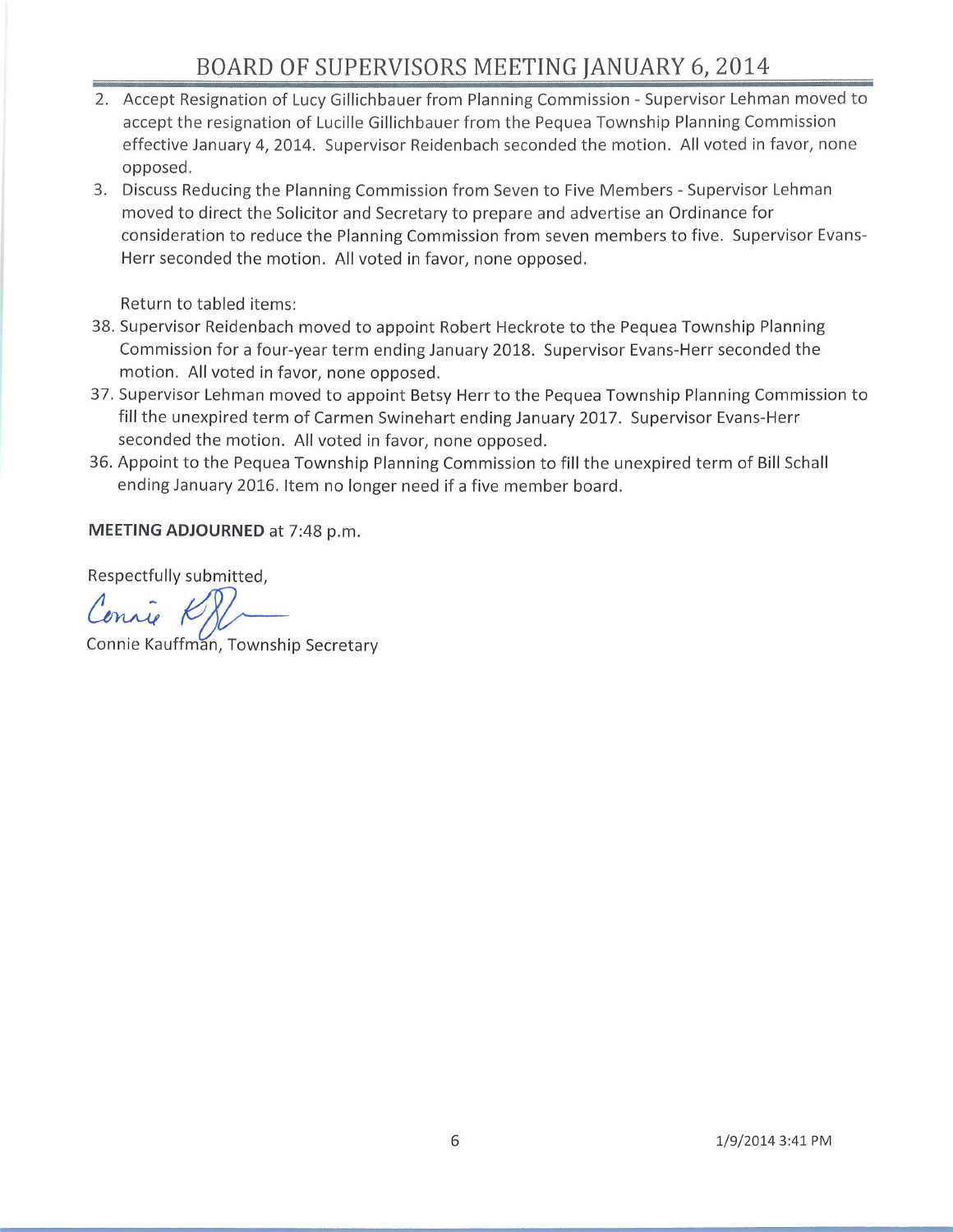2. Accept Resignation of Lucy Gillichbauer from Planning Commission - Supervisor Lehman moved to accept the resignation of Lucille Gillichbauer from the Pequea Township Planning Commission effective January 4, 2014. Supervisor Reidenbach seconded the motion. All voted in favor, none opposed.
3. Discuss Reducing the Planning Commission from Seven to Five Members - Supervisor Lehman moved to direct the Solicitor and Secretary to prepare and advertise an Ordinance for consideration to reduce the Planning Commission from seven members to five. Supervisor Evans-Herr seconded the motion. All voted in favor, none opposed.

Return to tabled items:

38. Supervisor Reidenbach moved to appoint Robert Heckrote to the Pequea Township Planning Commission for a four-year term ending January 2018. Supervisor Evans-Herr seconded the motion. All voted in favor, none opposed.
37. Supervisor Lehman moved to appoint Betsy Herr to the Pequea Township Planning Commission to fill the unexpired term of Carmen Swinehart ending January 2017. Supervisor Evans-Herr seconded the motion. All voted in favor, none opposed.
36. Appoint to the Pequea Township Planning Commission to fill the unexpired term of Bill Schall ending January 2016. Item no longer need if a five member board.

**MEETING ADJOURNED** at 7:48 p.m.

Respectfully submitted,

Connie Kauffman, Township Secretary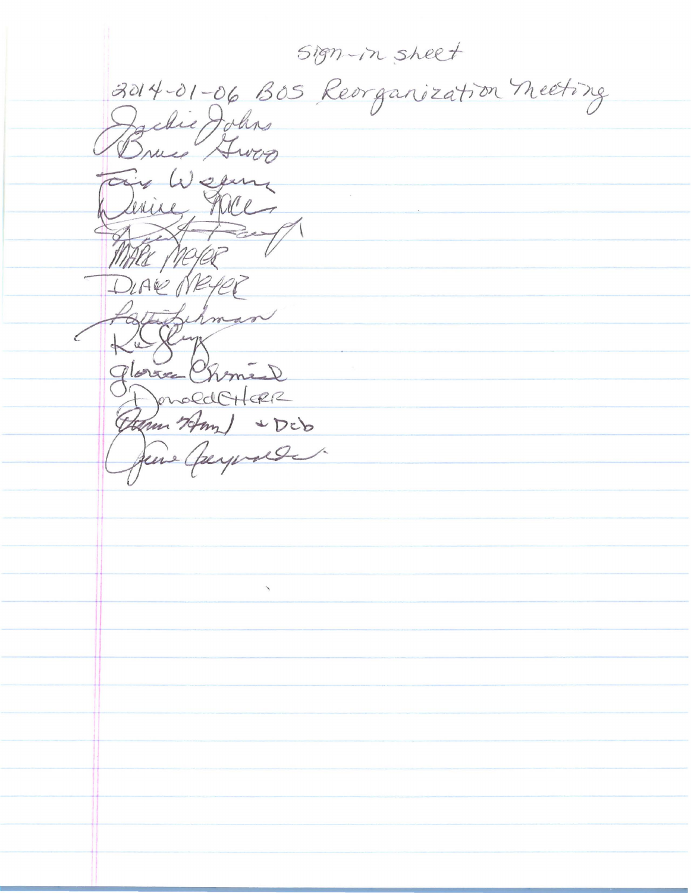Sign-in sheet

2014-01-06 BOS Reorganization Meeting

Jackie Johns
Bruce Groo
Tim Wegner
Denise Pace
[illegible signature]
MARK MEYER
DIANE MEYER
Patti Lehman
[illegible signature]
Gloria Chmiel
Donald C Herr
[illegible signature] + Deb
[illegible signature]